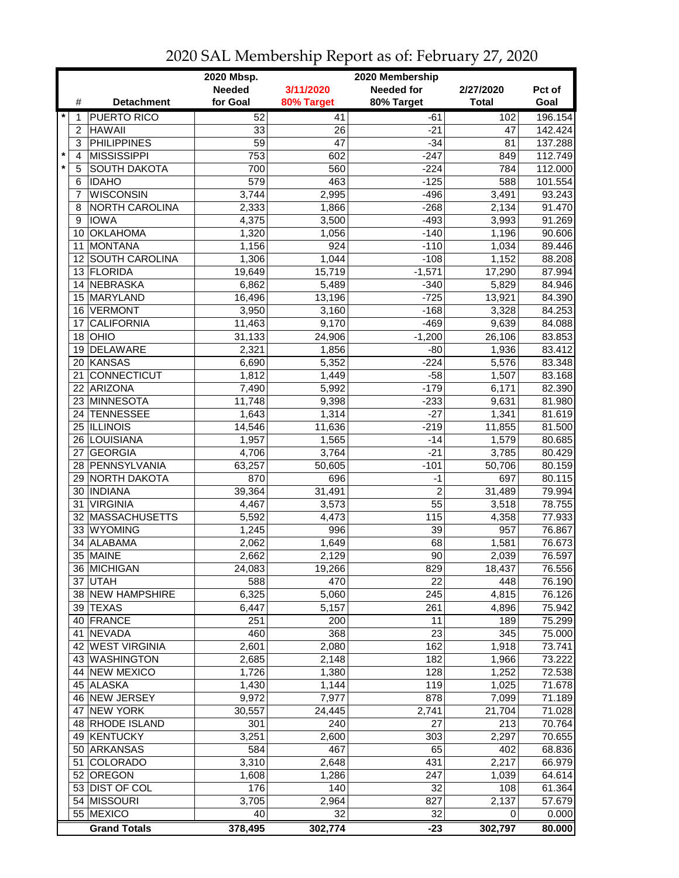# 2020 SAL Membership Report as of: February 27, 2020

| | # | Detachment | 2020 Mbsp. Needed for Goal | 3/11/2020 80% Target | 2020 Membership Needed for 80% Target | 2/27/2020 Total | Pct of Goal |
|---|---|---|---|---|---|---|---|
| * | 1 | PUERTO RICO | 52 | 41 | -61 | 102 | 196.154 |
| | 2 | HAWAII | 33 | 26 | -21 | 47 | 142.424 |
| | 3 | PHILIPPINES | 59 | 47 | -34 | 81 | 137.288 |
| * | 4 | MISSISSIPPI | 753 | 602 | -247 | 849 | 112.749 |
| * | 5 | SOUTH DAKOTA | 700 | 560 | -224 | 784 | 112.000 |
| | 6 | IDAHO | 579 | 463 | -125 | 588 | 101.554 |
| | 7 | WISCONSIN | 3,744 | 2,995 | -496 | 3,491 | 93.243 |
| | 8 | NORTH CAROLINA | 2,333 | 1,866 | -268 | 2,134 | 91.470 |
| | 9 | IOWA | 4,375 | 3,500 | -493 | 3,993 | 91.269 |
| | 10 | OKLAHOMA | 1,320 | 1,056 | -140 | 1,196 | 90.606 |
| | 11 | MONTANA | 1,156 | 924 | -110 | 1,034 | 89.446 |
| | 12 | SOUTH CAROLINA | 1,306 | 1,044 | -108 | 1,152 | 88.208 |
| | 13 | FLORIDA | 19,649 | 15,719 | -1,571 | 17,290 | 87.994 |
| | 14 | NEBRASKA | 6,862 | 5,489 | -340 | 5,829 | 84.946 |
| | 15 | MARYLAND | 16,496 | 13,196 | -725 | 13,921 | 84.390 |
| | 16 | VERMONT | 3,950 | 3,160 | -168 | 3,328 | 84.253 |
| | 17 | CALIFORNIA | 11,463 | 9,170 | -469 | 9,639 | 84.088 |
| | 18 | OHIO | 31,133 | 24,906 | -1,200 | 26,106 | 83.853 |
| | 19 | DELAWARE | 2,321 | 1,856 | -80 | 1,936 | 83.412 |
| | 20 | KANSAS | 6,690 | 5,352 | -224 | 5,576 | 83.348 |
| | 21 | CONNECTICUT | 1,812 | 1,449 | -58 | 1,507 | 83.168 |
| | 22 | ARIZONA | 7,490 | 5,992 | -179 | 6,171 | 82.390 |
| | 23 | MINNESOTA | 11,748 | 9,398 | -233 | 9,631 | 81.980 |
| | 24 | TENNESSEE | 1,643 | 1,314 | -27 | 1,341 | 81.619 |
| | 25 | ILLINOIS | 14,546 | 11,636 | -219 | 11,855 | 81.500 |
| | 26 | LOUISIANA | 1,957 | 1,565 | -14 | 1,579 | 80.685 |
| | 27 | GEORGIA | 4,706 | 3,764 | -21 | 3,785 | 80.429 |
| | 28 | PENNSYLVANIA | 63,257 | 50,605 | -101 | 50,706 | 80.159 |
| | 29 | NORTH DAKOTA | 870 | 696 | -1 | 697 | 80.115 |
| | 30 | INDIANA | 39,364 | 31,491 | 2 | 31,489 | 79.994 |
| | 31 | VIRGINIA | 4,467 | 3,573 | 55 | 3,518 | 78.755 |
| | 32 | MASSACHUSETTS | 5,592 | 4,473 | 115 | 4,358 | 77.933 |
| | 33 | WYOMING | 1,245 | 996 | 39 | 957 | 76.867 |
| | 34 | ALABAMA | 2,062 | 1,649 | 68 | 1,581 | 76.673 |
| | 35 | MAINE | 2,662 | 2,129 | 90 | 2,039 | 76.597 |
| | 36 | MICHIGAN | 24,083 | 19,266 | 829 | 18,437 | 76.556 |
| | 37 | UTAH | 588 | 470 | 22 | 448 | 76.190 |
| | 38 | NEW HAMPSHIRE | 6,325 | 5,060 | 245 | 4,815 | 76.126 |
| | 39 | TEXAS | 6,447 | 5,157 | 261 | 4,896 | 75.942 |
| | 40 | FRANCE | 251 | 200 | 11 | 189 | 75.299 |
| | 41 | NEVADA | 460 | 368 | 23 | 345 | 75.000 |
| | 42 | WEST VIRGINIA | 2,601 | 2,080 | 162 | 1,918 | 73.741 |
| | 43 | WASHINGTON | 2,685 | 2,148 | 182 | 1,966 | 73.222 |
| | 44 | NEW MEXICO | 1,726 | 1,380 | 128 | 1,252 | 72.538 |
| | 45 | ALASKA | 1,430 | 1,144 | 119 | 1,025 | 71.678 |
| | 46 | NEW JERSEY | 9,972 | 7,977 | 878 | 7,099 | 71.189 |
| | 47 | NEW YORK | 30,557 | 24,445 | 2,741 | 21,704 | 71.028 |
| | 48 | RHODE ISLAND | 301 | 240 | 27 | 213 | 70.764 |
| | 49 | KENTUCKY | 3,251 | 2,600 | 303 | 2,297 | 70.655 |
| | 50 | ARKANSAS | 584 | 467 | 65 | 402 | 68.836 |
| | 51 | COLORADO | 3,310 | 2,648 | 431 | 2,217 | 66.979 |
| | 52 | OREGON | 1,608 | 1,286 | 247 | 1,039 | 64.614 |
| | 53 | DIST OF COL | 176 | 140 | 32 | 108 | 61.364 |
| | 54 | MISSOURI | 3,705 | 2,964 | 827 | 2,137 | 57.679 |
| | 55 | MEXICO | 40 | 32 | 32 | 0 | 0.000 |
| | | **Grand Totals** | **378,495** | **302,774** | **-23** | **302,797** | **80.000** |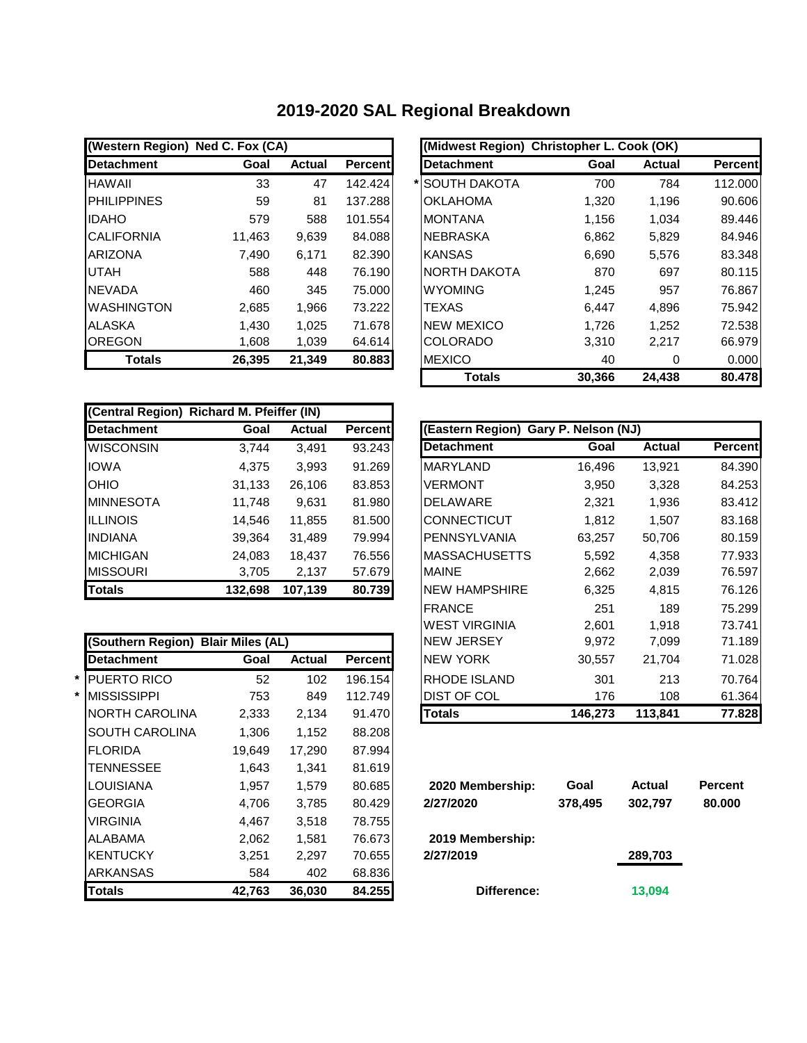# 2019-2020 SAL Regional Breakdown

| (Western Region) Ned C. Fox (CA) | | | |
|---|---|---|---|
| **Detachment** | **Goal** | **Actual** | **Percent** |
| HAWAII | 33 | 47 | 142.424 |
| PHILIPPINES | 59 | 81 | 137.288 |
| IDAHO | 579 | 588 | 101.554 |
| CALIFORNIA | 11,463 | 9,639 | 84.088 |
| ARIZONA | 7,490 | 6,171 | 82.390 |
| UTAH | 588 | 448 | 76.190 |
| NEVADA | 460 | 345 | 75.000 |
| WASHINGTON | 2,685 | 1,966 | 73.222 |
| ALASKA | 1,430 | 1,025 | 71.678 |
| OREGON | 1,608 | 1,039 | 64.614 |
| **Totals** | **26,395** | **21,349** | **80.883** |

| (Midwest Region) Christopher L. Cook (OK) | | | |
|---|---|---|---|
| **Detachment** | **Goal** | **Actual** | **Percent** |
| * SOUTH DAKOTA | 700 | 784 | 112.000 |
| OKLAHOMA | 1,320 | 1,196 | 90.606 |
| MONTANA | 1,156 | 1,034 | 89.446 |
| NEBRASKA | 6,862 | 5,829 | 84.946 |
| KANSAS | 6,690 | 5,576 | 83.348 |
| NORTH DAKOTA | 870 | 697 | 80.115 |
| WYOMING | 1,245 | 957 | 76.867 |
| TEXAS | 6,447 | 4,896 | 75.942 |
| NEW MEXICO | 1,726 | 1,252 | 72.538 |
| COLORADO | 3,310 | 2,217 | 66.979 |
| MEXICO | 40 | 0 | 0.000 |
| **Totals** | **30,366** | **24,438** | **80.478** |

| (Central Region) Richard M. Pfeiffer (IN) | | | |
|---|---|---|---|
| **Detachment** | **Goal** | **Actual** | **Percent** |
| WISCONSIN | 3,744 | 3,491 | 93.243 |
| IOWA | 4,375 | 3,993 | 91.269 |
| OHIO | 31,133 | 26,106 | 83.853 |
| MINNESOTA | 11,748 | 9,631 | 81.980 |
| ILLINOIS | 14,546 | 11,855 | 81.500 |
| INDIANA | 39,364 | 31,489 | 79.994 |
| MICHIGAN | 24,083 | 18,437 | 76.556 |
| MISSOURI | 3,705 | 2,137 | 57.679 |
| **Totals** | **132,698** | **107,139** | **80.739** |

| (Eastern Region) Gary P. Nelson (NJ) | | | |
|---|---|---|---|
| **Detachment** | **Goal** | **Actual** | **Percent** |
| MARYLAND | 16,496 | 13,921 | 84.390 |
| VERMONT | 3,950 | 3,328 | 84.253 |
| DELAWARE | 2,321 | 1,936 | 83.412 |
| CONNECTICUT | 1,812 | 1,507 | 83.168 |
| PENNSYLVANIA | 63,257 | 50,706 | 80.159 |
| MASSACHUSETTS | 5,592 | 4,358 | 77.933 |
| MAINE | 2,662 | 2,039 | 76.597 |
| NEW HAMPSHIRE | 6,325 | 4,815 | 76.126 |
| FRANCE | 251 | 189 | 75.299 |
| WEST VIRGINIA | 2,601 | 1,918 | 73.741 |
| NEW JERSEY | 9,972 | 7,099 | 71.189 |
| NEW YORK | 30,557 | 21,704 | 71.028 |
| RHODE ISLAND | 301 | 213 | 70.764 |
| DIST OF COL | 176 | 108 | 61.364 |
| **Totals** | **146,273** | **113,841** | **77.828** |

| (Southern Region) Blair Miles (AL) | | | |
|---|---|---|---|
| **Detachment** | **Goal** | **Actual** | **Percent** |
| * PUERTO RICO | 52 | 102 | 196.154 |
| * MISSISSIPPI | 753 | 849 | 112.749 |
| NORTH CAROLINA | 2,333 | 2,134 | 91.470 |
| SOUTH CAROLINA | 1,306 | 1,152 | 88.208 |
| FLORIDA | 19,649 | 17,290 | 87.994 |
| TENNESSEE | 1,643 | 1,341 | 81.619 |
| LOUISIANA | 1,957 | 1,579 | 80.685 |
| GEORGIA | 4,706 | 3,785 | 80.429 |
| VIRGINIA | 4,467 | 3,518 | 78.755 |
| ALABAMA | 2,062 | 1,581 | 76.673 |
| KENTUCKY | 3,251 | 2,297 | 70.655 |
| ARKANSAS | 584 | 402 | 68.836 |
| **Totals** | **42,763** | **36,030** | **84.255** |

| **2020 Membership:** | **Goal** | **Actual** | **Percent** |
|---|---|---|---|
| **2/27/2020** | **378,495** | **302,797** | **80.000** |
| **2019 Membership:** | | | |
| **2/27/2019** | | **289,703** | |
| **Difference:** | | **13,094** | |